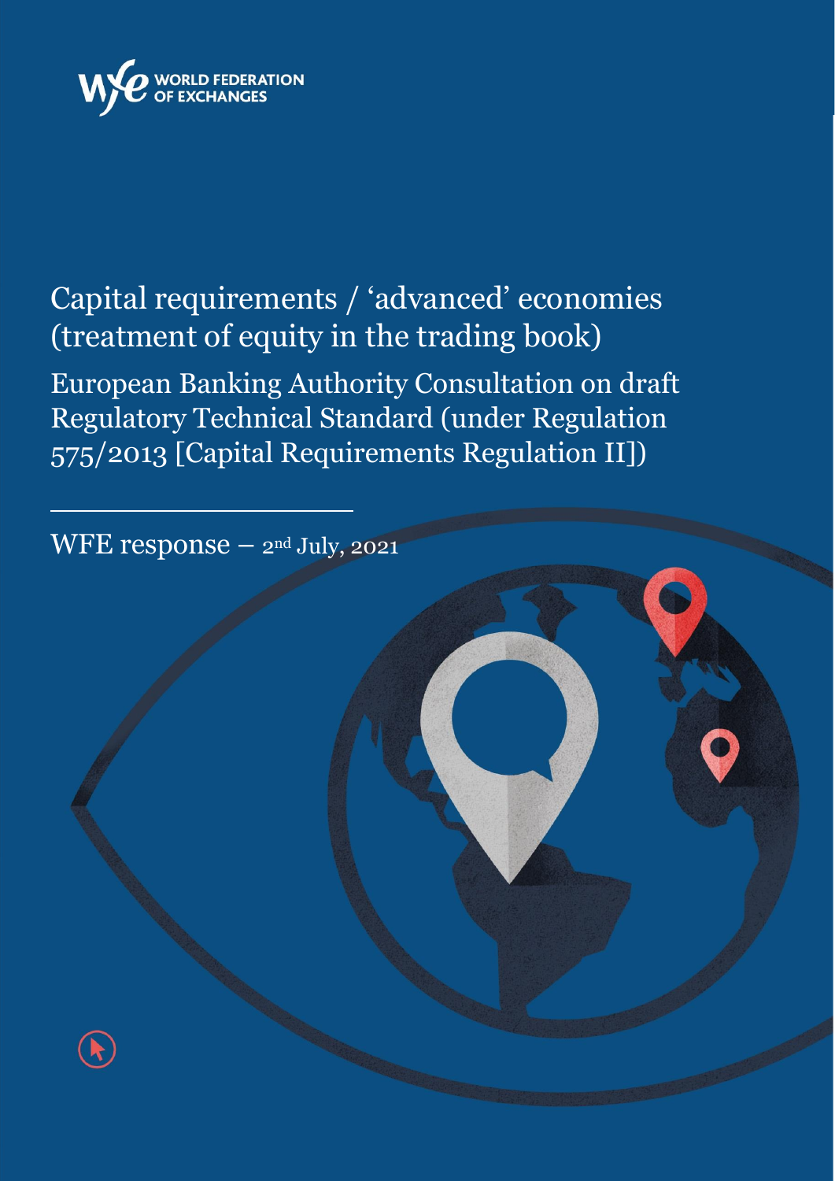WORLD FEDERATION OF EXCHANGES

# Capital requirements / 'advanced' economies (treatment of equity in the trading book)

## European Banking Authority Consultation on draft Regulatory Technical Standard (under Regulation 575/2013 [Capital Requirements Regulation II])

WFE response – 2nd July, 2021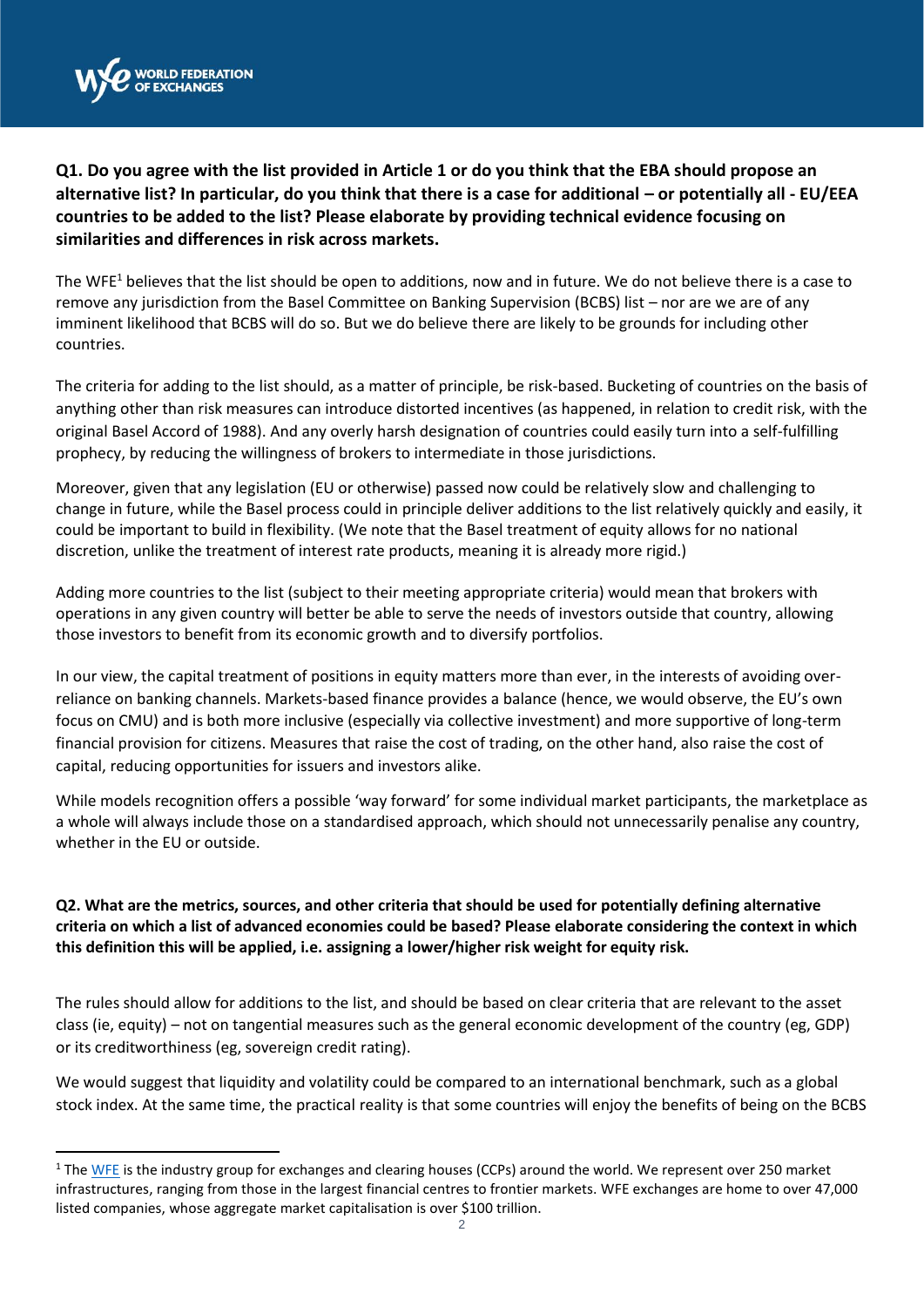**Q1. Do you agree with the list provided in Article 1 or do you think that the EBA should propose an alternative list? In particular, do you think that there is a case for additional – or potentially all - EU/EEA countries to be added to the list? Please elaborate by providing technical evidence focusing on similarities and differences in risk across markets.**

The WFE[1] believes that the list should be open to additions, now and in future. We do not believe there is a case to remove any jurisdiction from the Basel Committee on Banking Supervision (BCBS) list – nor are we are of any imminent likelihood that BCBS will do so. But we do believe there are likely to be grounds for including other countries.

The criteria for adding to the list should, as a matter of principle, be risk-based. Bucketing of countries on the basis of anything other than risk measures can introduce distorted incentives (as happened, in relation to credit risk, with the original Basel Accord of 1988). And any overly harsh designation of countries could easily turn into a self-fulfilling prophecy, by reducing the willingness of brokers to intermediate in those jurisdictions.

Moreover, given that any legislation (EU or otherwise) passed now could be relatively slow and challenging to change in future, while the Basel process could in principle deliver additions to the list relatively quickly and easily, it could be important to build in flexibility. (We note that the Basel treatment of equity allows for no national discretion, unlike the treatment of interest rate products, meaning it is already more rigid.)

Adding more countries to the list (subject to their meeting appropriate criteria) would mean that brokers with operations in any given country will better be able to serve the needs of investors outside that country, allowing those investors to benefit from its economic growth and to diversify portfolios.

In our view, the capital treatment of positions in equity matters more than ever, in the interests of avoiding over-reliance on banking channels. Markets-based finance provides a balance (hence, we would observe, the EU's own focus on CMU) and is both more inclusive (especially via collective investment) and more supportive of long-term financial provision for citizens. Measures that raise the cost of trading, on the other hand, also raise the cost of capital, reducing opportunities for issuers and investors alike.

While models recognition offers a possible 'way forward' for some individual market participants, the marketplace as a whole will always include those on a standardised approach, which should not unnecessarily penalise any country, whether in the EU or outside.

**Q2. What are the metrics, sources, and other criteria that should be used for potentially defining alternative criteria on which a list of advanced economies could be based? Please elaborate considering the context in which this definition this will be applied, i.e. assigning a lower/higher risk weight for equity risk.**

The rules should allow for additions to the list, and should be based on clear criteria that are relevant to the asset class (ie, equity) – not on tangential measures such as the general economic development of the country (eg, GDP) or its creditworthiness (eg, sovereign credit rating).

We would suggest that liquidity and volatility could be compared to an international benchmark, such as a global stock index. At the same time, the practical reality is that some countries will enjoy the benefits of being on the BCBS

[1] The WFE is the industry group for exchanges and clearing houses (CCPs) around the world. We represent over 250 market infrastructures, ranging from those in the largest financial centres to frontier markets. WFE exchanges are home to over 47,000 listed companies, whose aggregate market capitalisation is over $100 trillion.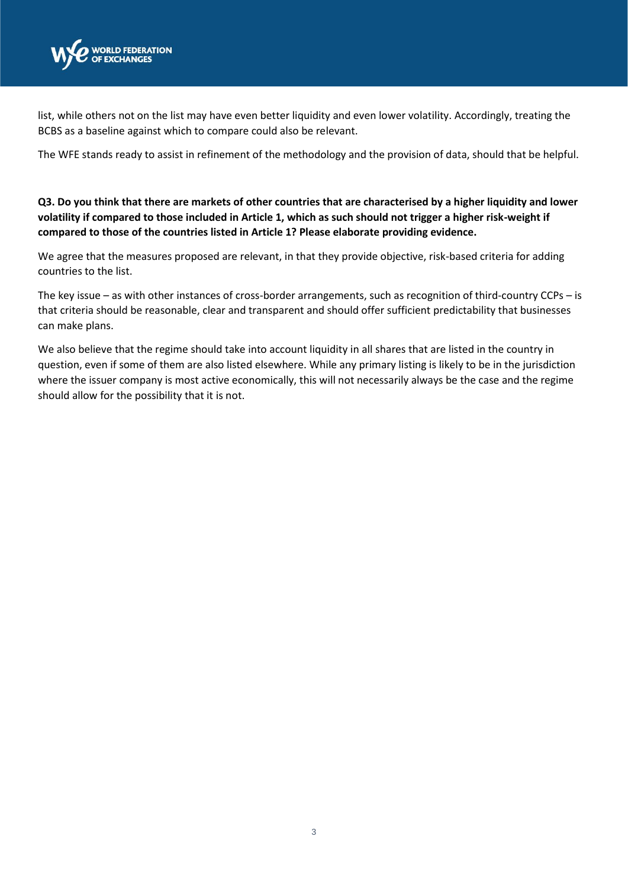list, while others not on the list may have even better liquidity and even lower volatility. Accordingly, treating the BCBS as a baseline against which to compare could also be relevant.

The WFE stands ready to assist in refinement of the methodology and the provision of data, should that be helpful.

**Q3. Do you think that there are markets of other countries that are characterised by a higher liquidity and lower volatility if compared to those included in Article 1, which as such should not trigger a higher risk-weight if compared to those of the countries listed in Article 1? Please elaborate providing evidence.**

We agree that the measures proposed are relevant, in that they provide objective, risk-based criteria for adding countries to the list.

The key issue – as with other instances of cross-border arrangements, such as recognition of third-country CCPs – is that criteria should be reasonable, clear and transparent and should offer sufficient predictability that businesses can make plans.

We also believe that the regime should take into account liquidity in all shares that are listed in the country in question, even if some of them are also listed elsewhere. While any primary listing is likely to be in the jurisdiction where the issuer company is most active economically, this will not necessarily always be the case and the regime should allow for the possibility that it is not.